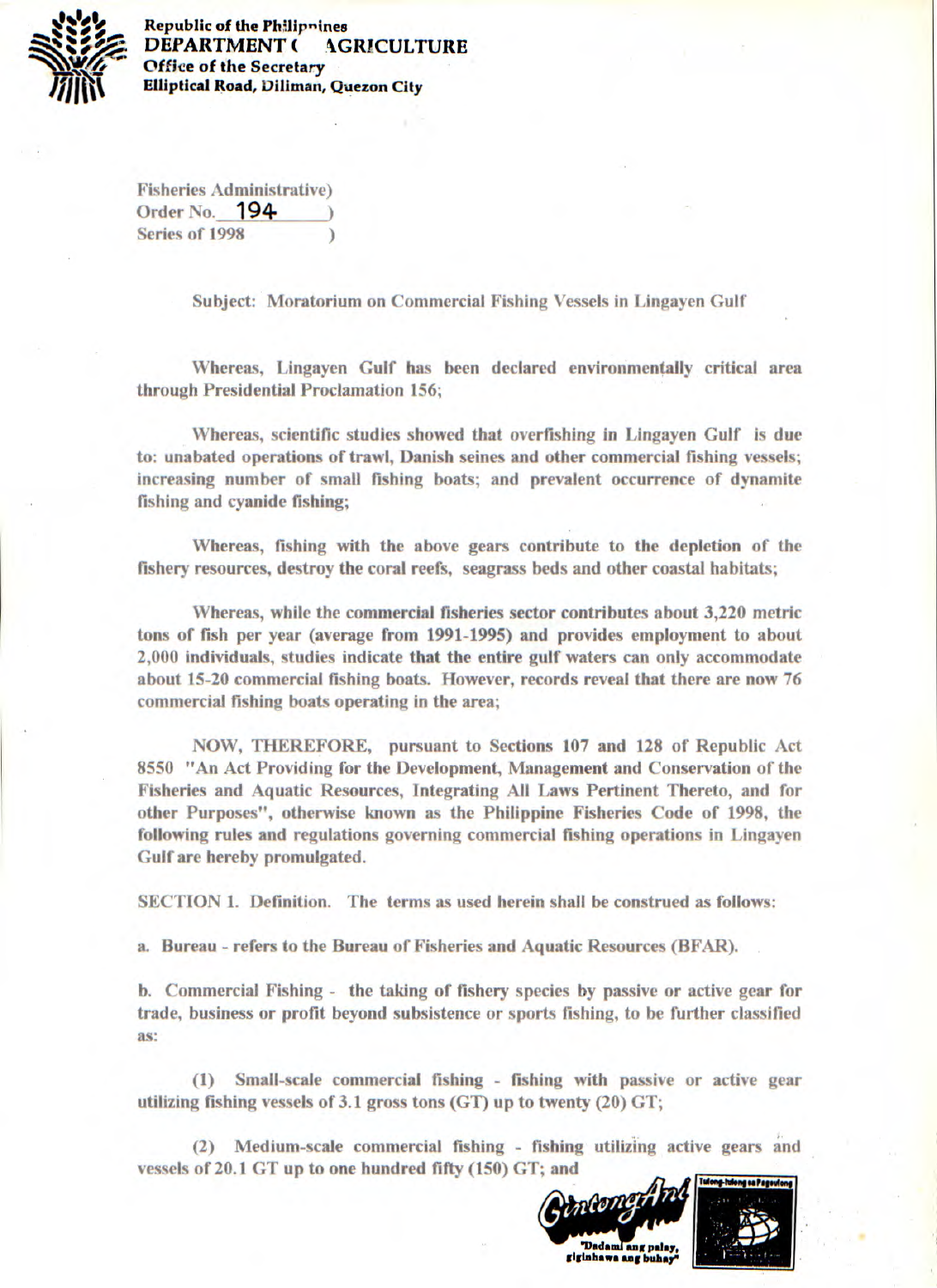Republic of the Philippines
DEPARTMENT OF AGRICULTURE
Office of the Secretary
Elliptical Road, Diliman, Quezon City

Fisheries Administrative Order No. 194
Series of 1998

Subject: Moratorium on Commercial Fishing Vessels in Lingayen Gulf

Whereas, Lingayen Gulf has been declared environmentally critical area through Presidential Proclamation 156;

Whereas, scientific studies showed that overfishing in Lingayen Gulf is due to: unabated operations of trawl, Danish seines and other commercial fishing vessels; increasing number of small fishing boats; and prevalent occurrence of dynamite fishing and cyanide fishing;

Whereas, fishing with the above gears contribute to the depletion of the fishery resources, destroy the coral reefs, seagrass beds and other coastal habitats;

Whereas, while the commercial fisheries sector contributes about 3,220 metric tons of fish per year (average from 1991-1995) and provides employment to about 2,000 individuals, studies indicate that the entire gulf waters can only accommodate about 15-20 commercial fishing boats. However, records reveal that there are now 76 commercial fishing boats operating in the area;

NOW, THEREFORE, pursuant to Sections 107 and 128 of Republic Act 8550 "An Act Providing for the Development, Management and Conservation of the Fisheries and Aquatic Resources, Integrating All Laws Pertinent Thereto, and for other Purposes", otherwise known as the Philippine Fisheries Code of 1998, the following rules and regulations governing commercial fishing operations in Lingayen Gulf are hereby promulgated.

SECTION 1. Definition. The terms as used herein shall be construed as follows:

a. Bureau - refers to the Bureau of Fisheries and Aquatic Resources (BFAR).

b. Commercial Fishing - the taking of fishery species by passive or active gear for trade, business or profit beyond subsistence or sports fishing, to be further classified as:

(1) Small-scale commercial fishing - fishing with passive or active gear utilizing fishing vessels of 3.1 gross tons (GT) up to twenty (20) GT;

(2) Medium-scale commercial fishing - fishing utilizing active gears and vessels of 20.1 GT up to one hundred fifty (150) GT; and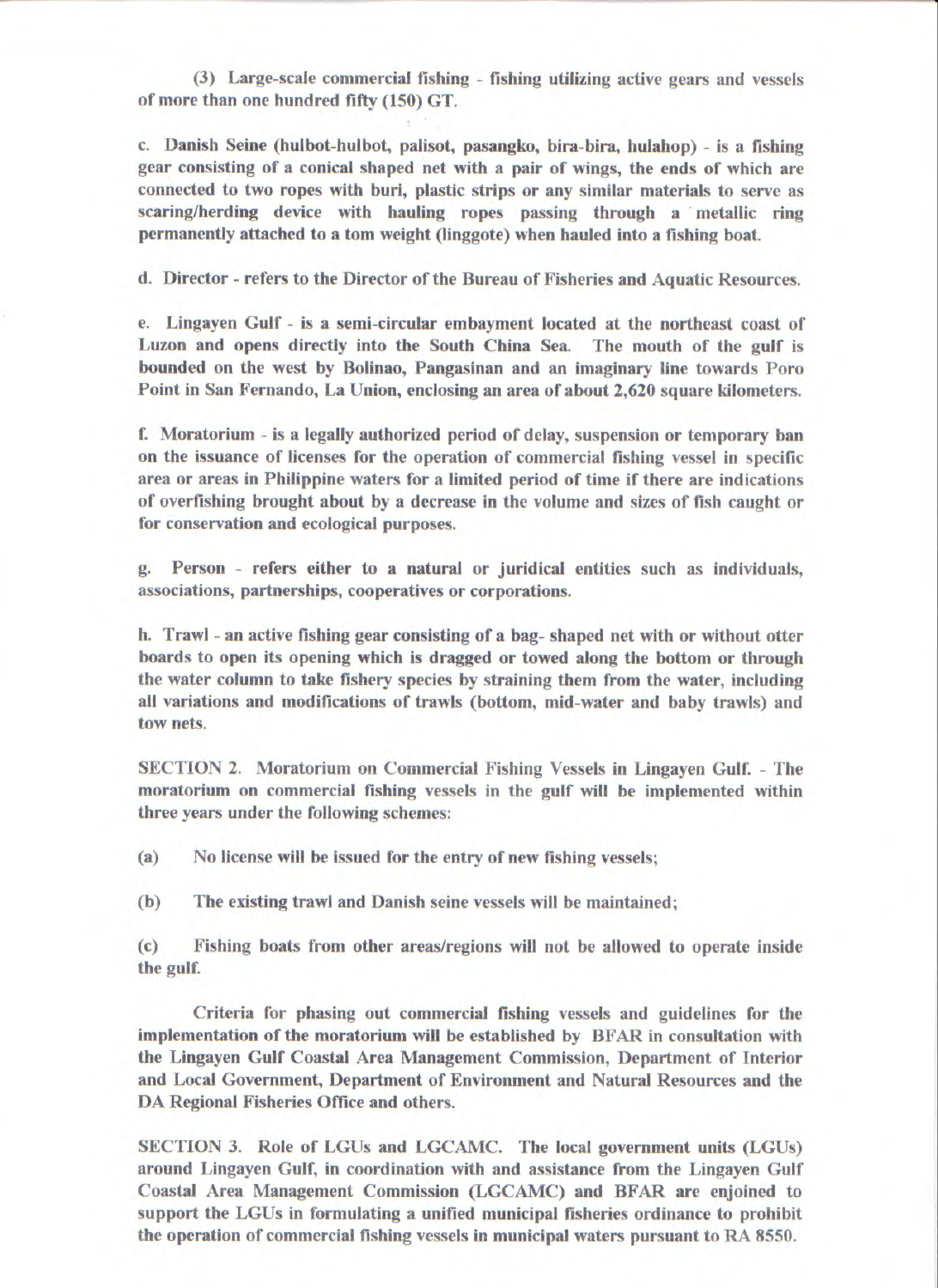(3) **Large-scale commercial fishing** - fishing utilizing active gears and vessels of more than one hundred fifty (150) GT.

c. **Danish Seine** (hulbot-hulbot, palisot, pasangko, bira-bira, hulahop) - is a fishing gear consisting of a conical shaped net with a pair of wings, the ends of which are connected to two ropes with buri, plastic strips or any similar materials to serve as scaring/herding device with hauling ropes passing through a metallic ring permanently attached to a tom weight (linggote) when hauled into a fishing boat.

d. **Director** - refers to the Director of the Bureau of Fisheries and Aquatic Resources.

e. **Lingayen Gulf** - is a semi-circular embayment located at the northeast coast of Luzon and opens directly into the South China Sea. The mouth of the gulf is bounded on the west by Bolinao, Pangasinan and an imaginary line towards Poro Point in San Fernando, La Union, enclosing an area of about 2,620 square kilometers.

f. **Moratorium** - is a legally authorized period of delay, suspension or temporary ban on the issuance of licenses for the operation of commercial fishing vessel in specific area or areas in Philippine waters for a limited period of time if there are indications of overfishing brought about by a decrease in the volume and sizes of fish caught or for conservation and ecological purposes.

g. **Person** - refers either to a natural or juridical entities such as individuals, associations, partnerships, cooperatives or corporations.

h. **Trawl** - an active fishing gear consisting of a bag- shaped net with or without otter boards to open its opening which is dragged or towed along the bottom or through the water column to take fishery species by straining them from the water, including all variations and modifications of trawls (bottom, mid-water and baby trawls) and tow nets.

**SECTION 2. Moratorium on Commercial Fishing Vessels in Lingayen Gulf.** - The moratorium on commercial fishing vessels in the gulf will be implemented within three years under the following schemes:

(a) No license will be issued for the entry of new fishing vessels;

(b) The existing trawl and Danish seine vessels will be maintained;

(c) Fishing boats from other areas/regions will not be allowed to operate inside the gulf.

Criteria for phasing out commercial fishing vessels and guidelines for the implementation of the moratorium will be established by BFAR in consultation with the Lingayen Gulf Coastal Area Management Commission, Department of Interior and Local Government, Department of Environment and Natural Resources and the DA Regional Fisheries Office and others.

**SECTION 3. Role of LGUs and LGCAMC.** The local government units (LGUs) around Lingayen Gulf, in coordination with and assistance from the Lingayen Gulf Coastal Area Management Commission (LGCAMC) and BFAR are enjoined to support the LGUs in formulating a unified municipal fisheries ordinance to prohibit the operation of commercial fishing vessels in municipal waters pursuant to RA 8550.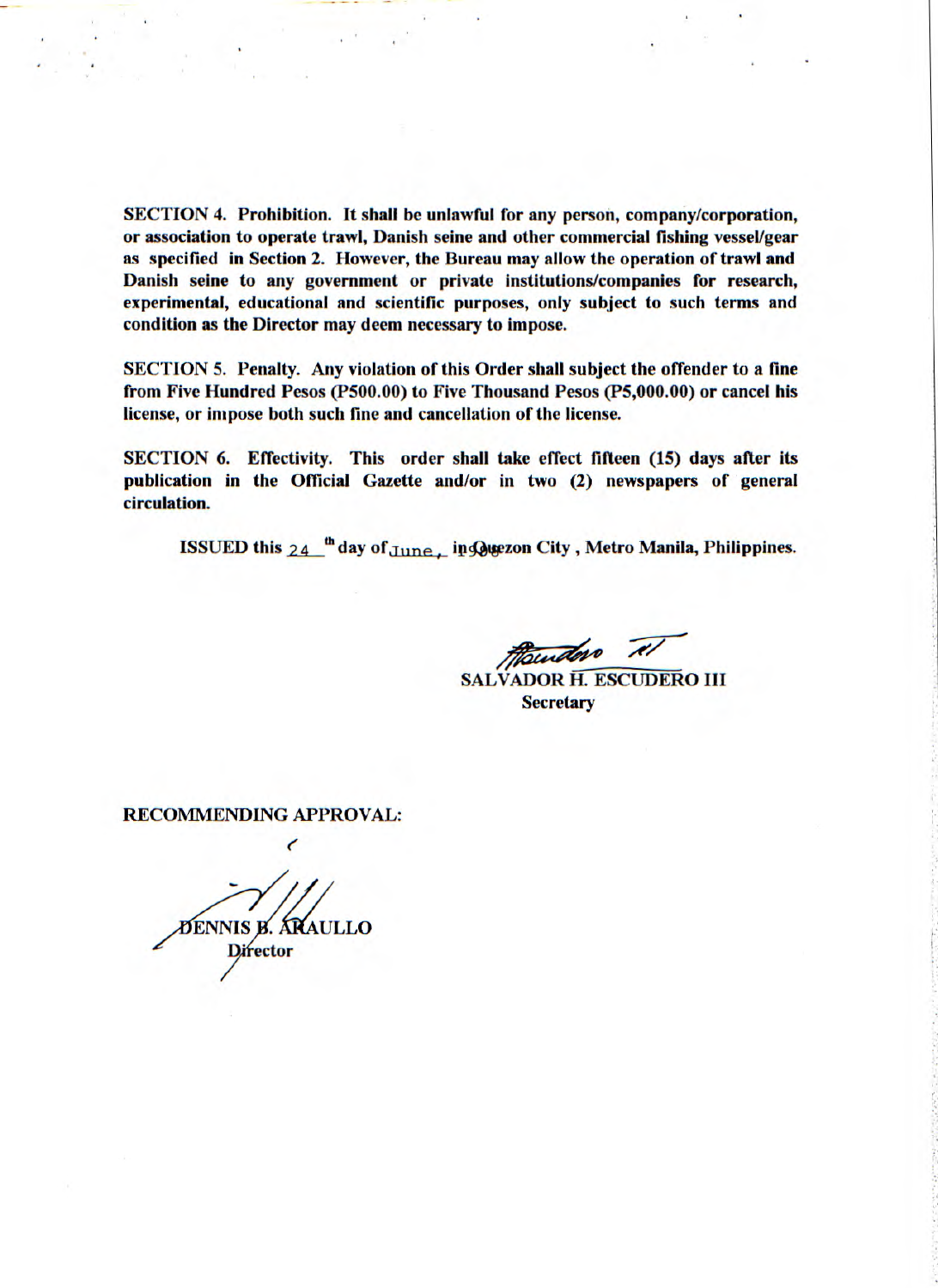**SECTION 4. Prohibition. It shall be unlawful for any person, company/corporation, or association to operate trawl, Danish seine and other commercial fishing vessel/gear as specified in Section 2. However, the Bureau may allow the operation of trawl and Danish seine to any government or private institutions/companies for research, experimental, educational and scientific purposes, only subject to such terms and condition as the Director may deem necessary to impose.**

**SECTION 5. Penalty. Any violation of this Order shall subject the offender to a fine from Five Hundred Pesos (P500.00) to Five Thousand Pesos (P5,000.00) or cancel his license, or impose both such fine and cancellation of the license.**

**SECTION 6. Effectivity. This order shall take effect fifteen (15) days after its publication in the Official Gazette and/or in two (2) newspapers of general circulation.**

**ISSUED this 24 th day of June, in Quezon City, Metro Manila, Philippines.**

**SALVADOR H. ESCUDERO III**
**Secretary**

**RECOMMENDING APPROVAL:**

**DENNIS B. ARAULLO**
**Director**